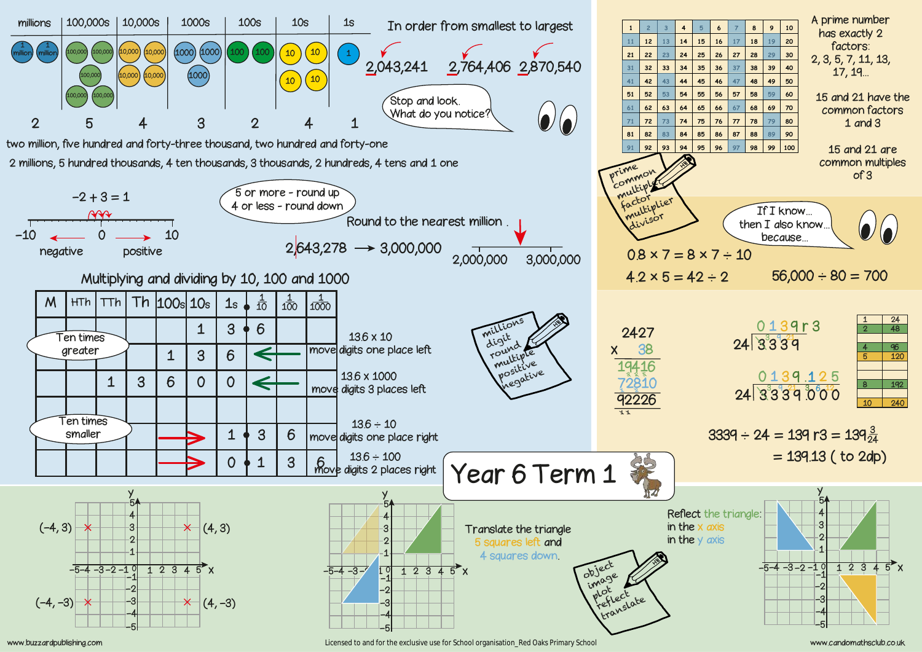# Year 6 Term 1

## Place value

| millions | 100,000s | 10,000s | 1000s | 100s | 10s | 1s |
|---|---|---|---|---|---|---|
| 2 | 5 | 4 | 3 | 2 | 4 | 1 |

two million, five hundred and forty-three thousand, two hundred and forty-one

2 millions, 5 hundred thousands, 4 ten thousands, 3 thousands, 2 hundreds, 4 tens and 1 one

In order from smallest to largest

2,043,241   2,764,406   2,870,540

Stop and look. What do you notice?

$-2 + 3 = 1$

−10 … 0 … 10

negative ← → positive

5 or more - round up
4 or less - round down

Round to the nearest million.

2,643,278 → 3,000,000

2,000,000   3,000,000

## Multiplying and dividing by 10, 100 and 1000

| M | HTh | TTh | Th | 100s | 10s | 1s | $\frac{1}{10}$ | $\frac{1}{100}$ | $\frac{1}{1000}$ | |
|---|---|---|---|---|---|---|---|---|---|---|
| | | | | | 1 | 3 | 6 | | | |
| | | | | 1 | 3 | 6 | | | | 13.6 x 10 move digits one place left |
| | | 1 | 3 | 6 | 0 | 0 | | | | 13.6 x 1000 move digits 3 places left |
| | | | | | | | | | | |
| | | | | | | 1 | 3 | 6 | | 13.6 ÷ 10 move digits one place right |
| | | | | | | 0 | 1 | 3 | 6 | 13.6 ÷ 100 move digits 2 places right |

Ten times greater

Ten times smaller

millions, digit, round, multiple, positive, negative

## Primes, factors and multiples

| 1 | 2 | 3 | 4 | 5 | 6 | 7 | 8 | 9 | 10 |
|---|---|---|---|---|---|---|---|---|---|
| 11 | 12 | 13 | 14 | 15 | 16 | 17 | 18 | 19 | 20 |
| 21 | 22 | 23 | 24 | 25 | 26 | 27 | 28 | 29 | 30 |
| 31 | 32 | 33 | 34 | 35 | 36 | 37 | 38 | 39 | 40 |
| 41 | 42 | 43 | 44 | 45 | 46 | 47 | 48 | 49 | 50 |
| 51 | 52 | 53 | 54 | 55 | 56 | 57 | 58 | 59 | 60 |
| 61 | 62 | 63 | 64 | 65 | 66 | 67 | 68 | 69 | 70 |
| 71 | 72 | 73 | 74 | 75 | 76 | 77 | 78 | 79 | 80 |
| 81 | 82 | 83 | 84 | 85 | 86 | 87 | 88 | 89 | 90 |
| 91 | 92 | 93 | 94 | 95 | 96 | 97 | 98 | 99 | 100 |

A prime number has exactly 2 factors: 2, 3, 5, 7, 11, 13, 17, 19…

15 and 21 have the common factors 1 and 3

15 and 21 are common multiples of 3

prime, common, multiple, factor, multiplier, divisor

If I know… then I also know… because…

$0.8 \times 7 = 8 \times 7 \div 10$

$4.2 \times 5 = 42 \div 2$

$56{,}000 \div 80 = 700$

## Written methods

```
   2427
 x   38
  19416
  72810
  92226
```

```
     0 1 3 9 r 3
24 | 3 3 3 9
```

```
     0 1 3 9 . 1 2 5
24 | 3 3 3 9 . 0 0 0
```

| | |
|---|---|
| 1 | 24 |
| 2 | 48 |
| | |
| 4 | 96 |
| 5 | 120 |
| | |
| 8 | 192 |
| | |
| 10 | 240 |

$3339 \div 24 = 139 \text{ r}3 = 139\frac{3}{24}$

$= 139.13$ ( to 2dp)

## Coordinates and transformations

(−4, 3)   (4, 3)

(−4, −3)   (4, −3)

Translate the triangle 5 squares left and 4 squares down.

object, image, plot, reflect, translate

Reflect the triangle: in the x axis, in the y axis

www.buzzardpublishing.com

Licensed to and for the exclusive use for School organisation_Red Oaks Primary School

www.candomathsclub.co.uk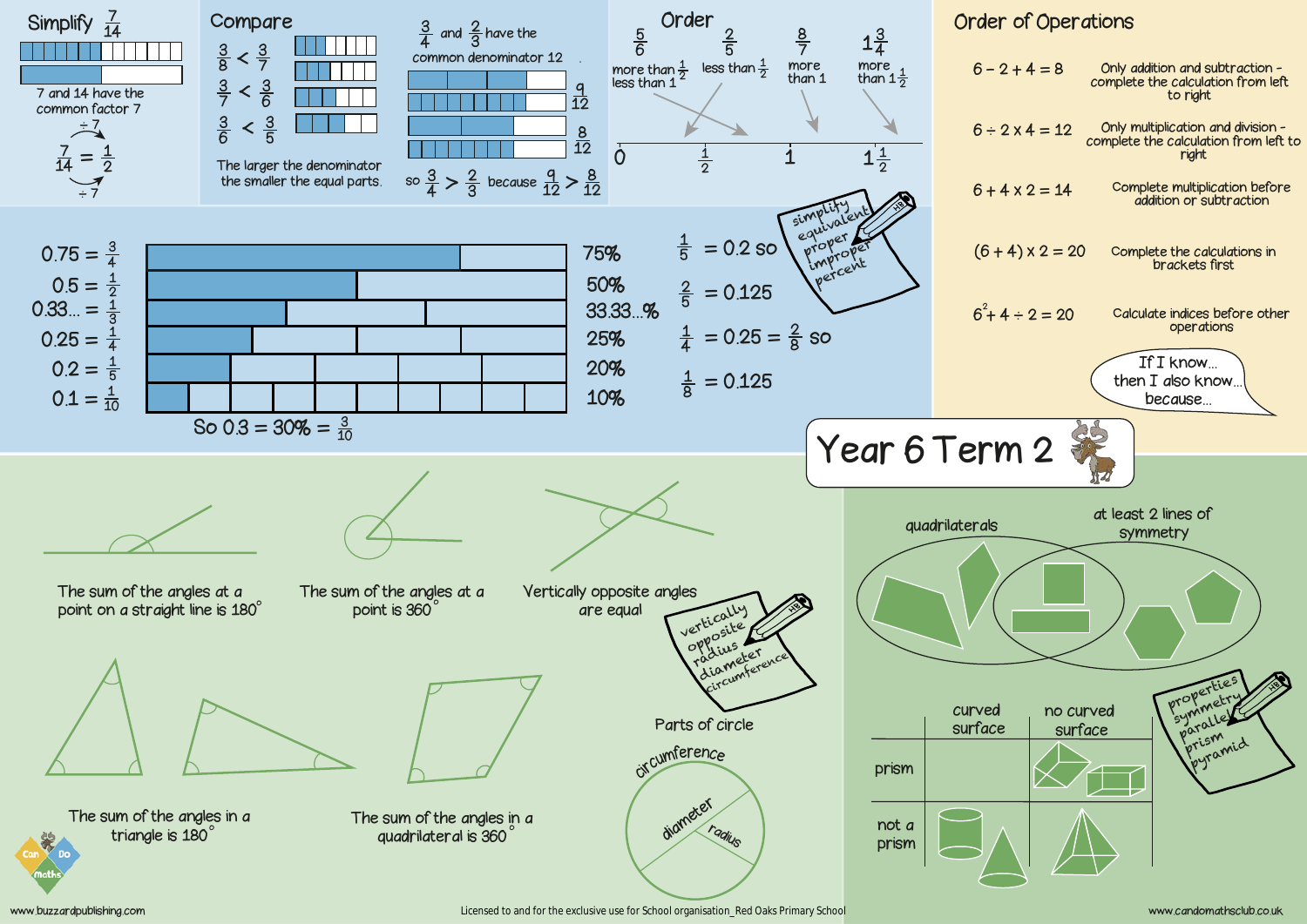# Year 6 Term 2

## Simplify $\frac{7}{14}$

7 and 14 have the common factor 7

$$\frac{7}{14} = \frac{1}{2}$$

÷ 7

÷ 7

## Compare

$\frac{3}{8} < \frac{3}{7}$

$\frac{3}{7} < \frac{3}{6}$

$\frac{3}{6} < \frac{3}{5}$

The larger the denominator the smaller the equal parts.

$\frac{3}{4}$ and $\frac{2}{3}$ have the common denominator 12

$\frac{9}{12}$

$\frac{8}{12}$

so $\frac{3}{4} > \frac{2}{3}$ because $\frac{9}{12} > \frac{8}{12}$

## Order

$\frac{5}{6}$ more than $\frac{1}{2}$ less than 1

$\frac{2}{5}$ less than $\frac{1}{2}$

$\frac{8}{7}$ more than 1

$1\frac{3}{4}$ more than $1\frac{1}{2}$

0 — $\frac{1}{2}$ — 1 — $1\frac{1}{2}$

## Order of Operations

| | |
|---|---|
| $6 - 2 + 4 = 8$ | Only addition and subtraction - complete the calculation from left to right |
| $6 \div 2 \times 4 = 12$ | Only multiplication and division - complete the calculation from left to right |
| $6 + 4 \times 2 = 14$ | Complete multiplication before addition or subtraction |
| $(6 + 4) \times 2 = 20$ | Complete the calculations in brackets first |
| $6^2 + 4 \div 2 = 20$ | Calculate indices before other operations |

If I know... then I also know... because...

## Fractions, decimals and percentages

$0.75 = \frac{3}{4}$ — 75%

$0.5 = \frac{1}{2}$ — 50%

$0.33... = \frac{1}{3}$ — 33.33...%

$0.25 = \frac{1}{4}$ — 25%

$0.2 = \frac{1}{5}$ — 20%

$0.1 = \frac{1}{10}$ — 10%

So $0.3 = 30\% = \frac{3}{10}$

$\frac{1}{5} = 0.2$ so

$\frac{2}{5} = 0.125$

$\frac{1}{4} = 0.25 = \frac{2}{8}$ so

$\frac{1}{8} = 0.125$

simplify, equivalent, proper, improper, percent

## Angles

The sum of the angles at a point on a straight line is 180°

The sum of the angles at a point is 360°

Vertically opposite angles are equal

The sum of the angles in a triangle is 180°

The sum of the angles in a quadrilateral is 360°

vertically opposite, radius, diameter, circumference

## Parts of circle

circumference, diameter, radius

## Shape

quadrilaterals

at least 2 lines of symmetry

| | curved surface | no curved surface |
|---|---|---|
| prism | | |
| not a prism | | |

properties, symmetry, parallel, prism, pyramid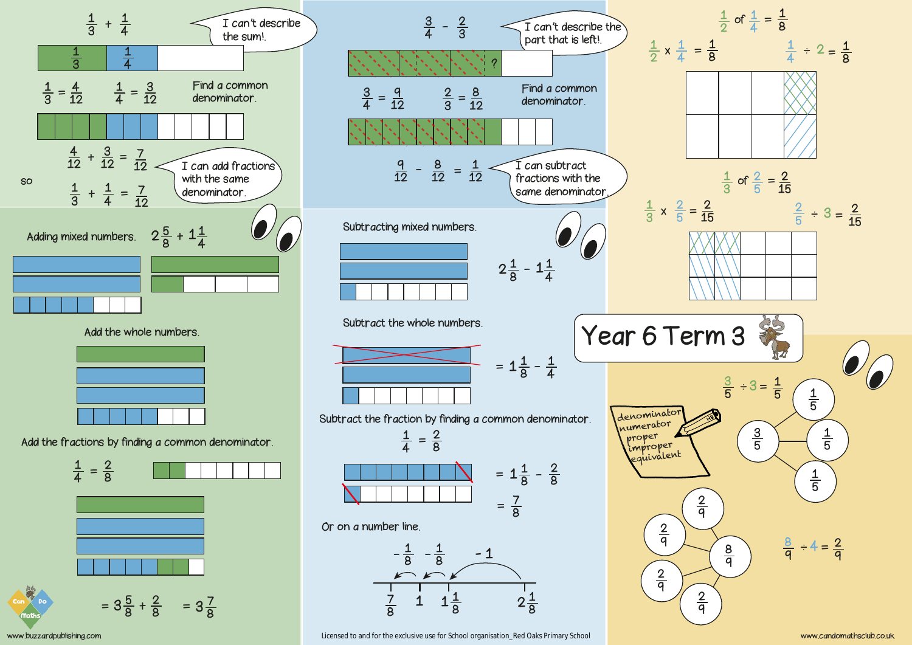# Year 6 Term 3

$\frac{1}{3} + \frac{1}{4}$

I can't describe the sum!.

$\frac{1}{3}$ $\frac{1}{4}$

$\frac{1}{3} = \frac{4}{12}$ $\frac{1}{4} = \frac{3}{12}$

Find a common denominator.

$\frac{4}{12} + \frac{3}{12} = \frac{7}{12}$

I can add fractions with the same denominator.

so $\frac{1}{3} + \frac{1}{4} = \frac{7}{12}$

$\frac{3}{4} - \frac{2}{3}$

I can't describe the part that is left!.

?

$\frac{3}{4} = \frac{9}{12}$ $\frac{2}{3} = \frac{8}{12}$

Find a common denominator.

$\frac{9}{12} - \frac{8}{12} = \frac{1}{12}$

I can subtract fractions with the same denominator.

$\frac{1}{2}$ of $\frac{1}{4} = \frac{1}{8}$

$\frac{1}{2} \times \frac{1}{4} = \frac{1}{8}$ $\frac{1}{4} \div 2 = \frac{1}{8}$

$\frac{1}{3}$ of $\frac{2}{5} = \frac{2}{15}$

$\frac{1}{3} \times \frac{2}{5} = \frac{2}{15}$ $\frac{2}{5} \div 3 = \frac{2}{15}$

Adding mixed numbers. $2\frac{5}{8} + 1\frac{1}{4}$

Add the whole numbers.

Add the fractions by finding a common denominator.

$\frac{1}{4} = \frac{2}{8}$

$= 3\frac{5}{8} + \frac{2}{8}$ $= 3\frac{7}{8}$

Subtracting mixed numbers.

$2\frac{1}{8} - 1\frac{1}{4}$

Subtract the whole numbers.

$= 1\frac{1}{8} - \frac{1}{4}$

Subtract the fraction by finding a common denominator.

$\frac{1}{4} = \frac{2}{8}$

$= 1\frac{1}{8} - \frac{2}{8}$

$= \frac{7}{8}$

Or on a number line.

$-\frac{1}{8}$ $-\frac{1}{8}$ $-1$

$\frac{7}{8}$ 1 $1\frac{1}{8}$ $2\frac{1}{8}$

denominator
numerator
proper
improper
equivalent

$\frac{3}{5} \div 3 = \frac{1}{5}$

$\frac{3}{5}$: $\frac{1}{5}$, $\frac{1}{5}$, $\frac{1}{5}$

$\frac{8}{9}$: $\frac{2}{9}$, $\frac{2}{9}$, $\frac{2}{9}$, $\frac{2}{9}$

$\frac{8}{9} \div 4 = \frac{2}{9}$

www.buzzardpublishing.com

Licensed to and for the exclusive use for School organisation_Red Oaks Primary School

www.candomathsclub.co.uk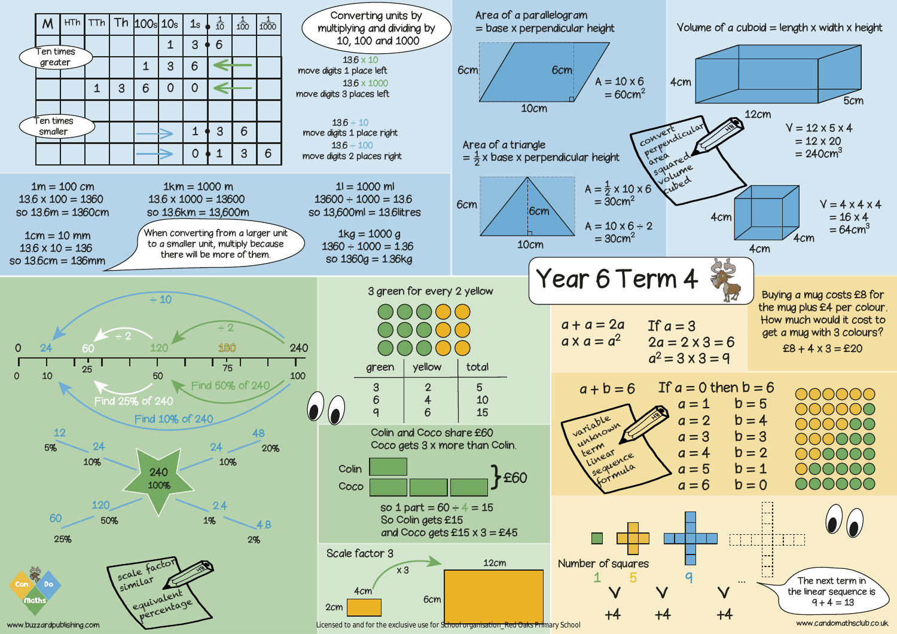# Year 6 Term 4

## Converting units by multiplying and dividing by 10, 100 and 1000

| M | HTh | TTh | Th | 100s | 10s | 1s | $\frac{1}{10}$ | $\frac{1}{100}$ | $\frac{1}{1000}$ |
|---|---|---|---|---|---|---|---|---|---|
| | | | | | 1 | 3 | 6 | | |
| | | | | 1 | 3 | 6 | | | |
| | | 1 | 3 | 6 | 0 | 0 | | | |
| | | | | | | 1 | 3 | 6 | |
| | | | | | | 0 | 1 | 3 | 6 |

Ten times greater

Ten times smaller

13.6 x 10
move digits 1 place left

13.6 x 1000
move digits 3 places left

13.6 ÷ 10
move digits 1 place right

13.6 ÷ 100
move digits 2 places right

1m = 100 cm
13.6 x 100 = 1360
so 13.6m = 1360cm

1km = 1000 m
13.6 x 1000 = 13600
so 13.6km = 13,600m

1l = 1000 ml
13600 ÷ 1000 = 13.6
so 13,600ml = 13.6litres

1cm = 10 mm
13.6 x 10 = 136
so 13.6cm = 136mm

When converting from a larger unit to a smaller unit, multiply because there will be more of them.

1kg = 1000 g
1360 ÷ 1000 = 1.36
so 1360g = 1.36kg

## Area of a parallelogram

= base x perpendicular height

6cm, 6cm, 10cm

A = 10 x 6
= 60cm$^2$

## Area of a triangle

= $\frac{1}{2}$ x base x perpendicular height

6cm, 6cm, 10cm

A = $\frac{1}{2}$ x 10 x 6
= 30cm$^2$

A = 10 x 6 ÷ 2
= 30cm$^2$

## Volume of a cuboid = length x width x height

4cm, 5cm, 12cm

V = 12 x 5 x 4
= 12 x 20
= 240cm$^3$

4cm, 4cm, 4cm

V = 4 x 4 x 4
= 16 x 4
= 64cm$^3$

convert
perpendicular
area
squared
volume
cubed

## Percentages

0, 24, 60, 120, 180, 240
0, 10, 25, 50, 75, 100

÷ 10
÷ 2
÷ 2
Find 50% of 240
Find 25% of 240
Find 10% of 240

240
100%

12 — 5%
24 — 10%
24 — 10%
48 — 20%
120 — 50%
60 — 25%
2.4 — 1%
4.8 — 2%

## Ratio

3 green for every 2 yellow

| green | yellow | total |
|---|---|---|
| 3 | 2 | 5 |
| 6 | 4 | 10 |
| 9 | 6 | 15 |

Colin and Coco share £60
Coco gets 3 x more than Colin.

Colin
Coco
}£60

so 1 part = 60 ÷ 4 = 15
So Colin gets £15
and Coco gets £15 x 3 = £45

## Scale factor 3

x 3

2cm, 4cm, 6cm, 12cm

scale factor
similar
equivalent
percentage

## Algebra

$a + a = 2a$
$a \times a = a^2$

If $a = 3$
$2a = 2 \times 3 = 6$
$a^2 = 3 \times 3 = 9$

Buying a mug costs £8 for the mug plus £4 per colour. How much would it cost to get a mug with 3 colours?

£8 + 4 x 3 = £20

$a + b = 6$

If $a = 0$ then $b = 6$

| | |
|---|---|
| $a = 1$ | $b = 5$ |
| $a = 2$ | $b = 4$ |
| $a = 3$ | $b = 3$ |
| $a = 4$ | $b = 2$ |
| $a = 5$ | $b = 1$ |
| $a = 6$ | $b = 0$ |

variable
unknown
term
linear
sequence
formula

Number of squares
1, 5, 9, ...
+4, +4, +4

The next term in the linear sequence is 9 + 4 = 13

www.buzzardpublishing.com

Licensed to and for the exclusive use for School organisation_Red Oaks Primary School

www.candomathsclub.co.uk